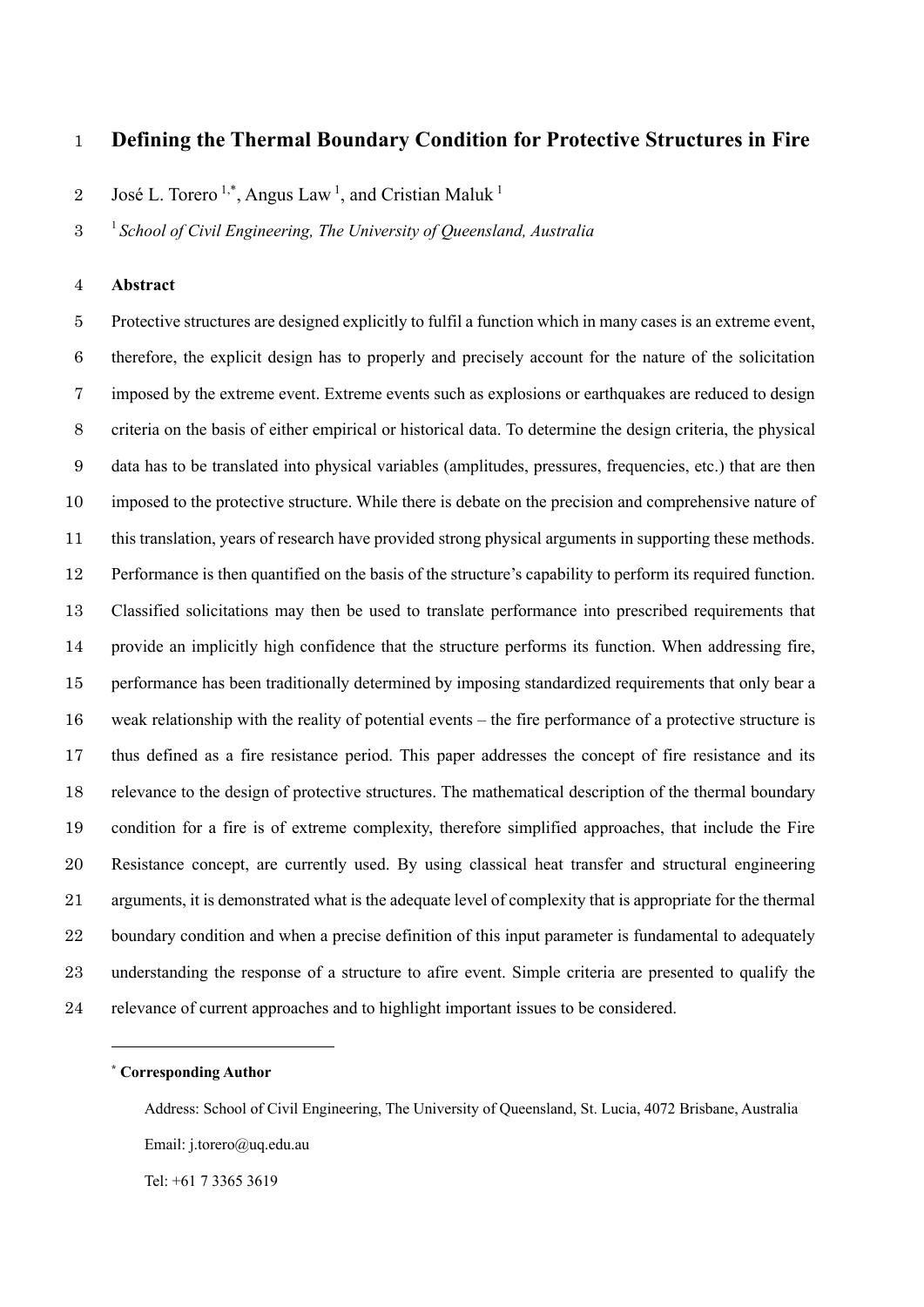# Defining the Thermal Boundary Condition for Protective Structures in Fire

José L. Torero [1,*], Angus Law [1], and Cristian Maluk [1]

[1] *School of Civil Engineering, The University of Queensland, Australia*

**Abstract**

Protective structures are designed explicitly to fulfil a function which in many cases is an extreme event, therefore, the explicit design has to properly and precisely account for the nature of the solicitation imposed by the extreme event. Extreme events such as explosions or earthquakes are reduced to design criteria on the basis of either empirical or historical data. To determine the design criteria, the physical data has to be translated into physical variables (amplitudes, pressures, frequencies, etc.) that are then imposed to the protective structure. While there is debate on the precision and comprehensive nature of this translation, years of research have provided strong physical arguments in supporting these methods. Performance is then quantified on the basis of the structure's capability to perform its required function. Classified solicitations may then be used to translate performance into prescribed requirements that provide an implicitly high confidence that the structure performs its function. When addressing fire, performance has been traditionally determined by imposing standardized requirements that only bear a weak relationship with the reality of potential events – the fire performance of a protective structure is thus defined as a fire resistance period. This paper addresses the concept of fire resistance and its relevance to the design of protective structures. The mathematical description of the thermal boundary condition for a fire is of extreme complexity, therefore simplified approaches, that include the Fire Resistance concept, are currently used. By using classical heat transfer and structural engineering arguments, it is demonstrated what is the adequate level of complexity that is appropriate for the thermal boundary condition and when a precise definition of this input parameter is fundamental to adequately understanding the response of a structure to afire event. Simple criteria are presented to qualify the relevance of current approaches and to highlight important issues to be considered.

---

[*] **Corresponding Author**

Address: School of Civil Engineering, The University of Queensland, St. Lucia, 4072 Brisbane, Australia

Email: j.torero@uq.edu.au

Tel: +61 7 3365 3619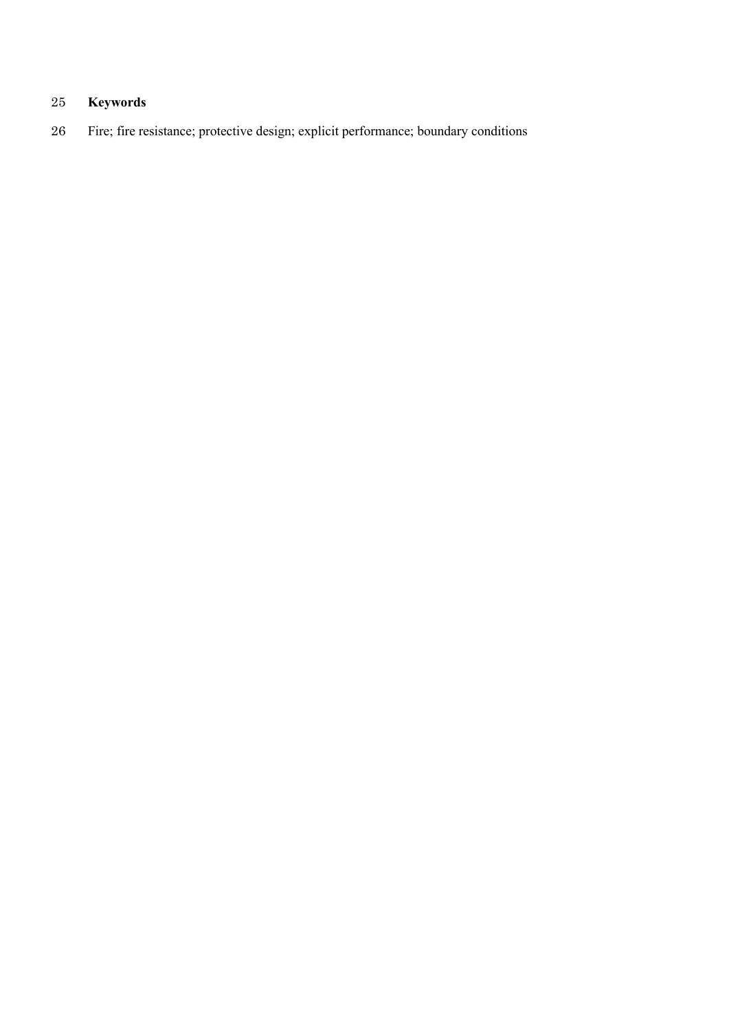**Keywords**

Fire; fire resistance; protective design; explicit performance; boundary conditions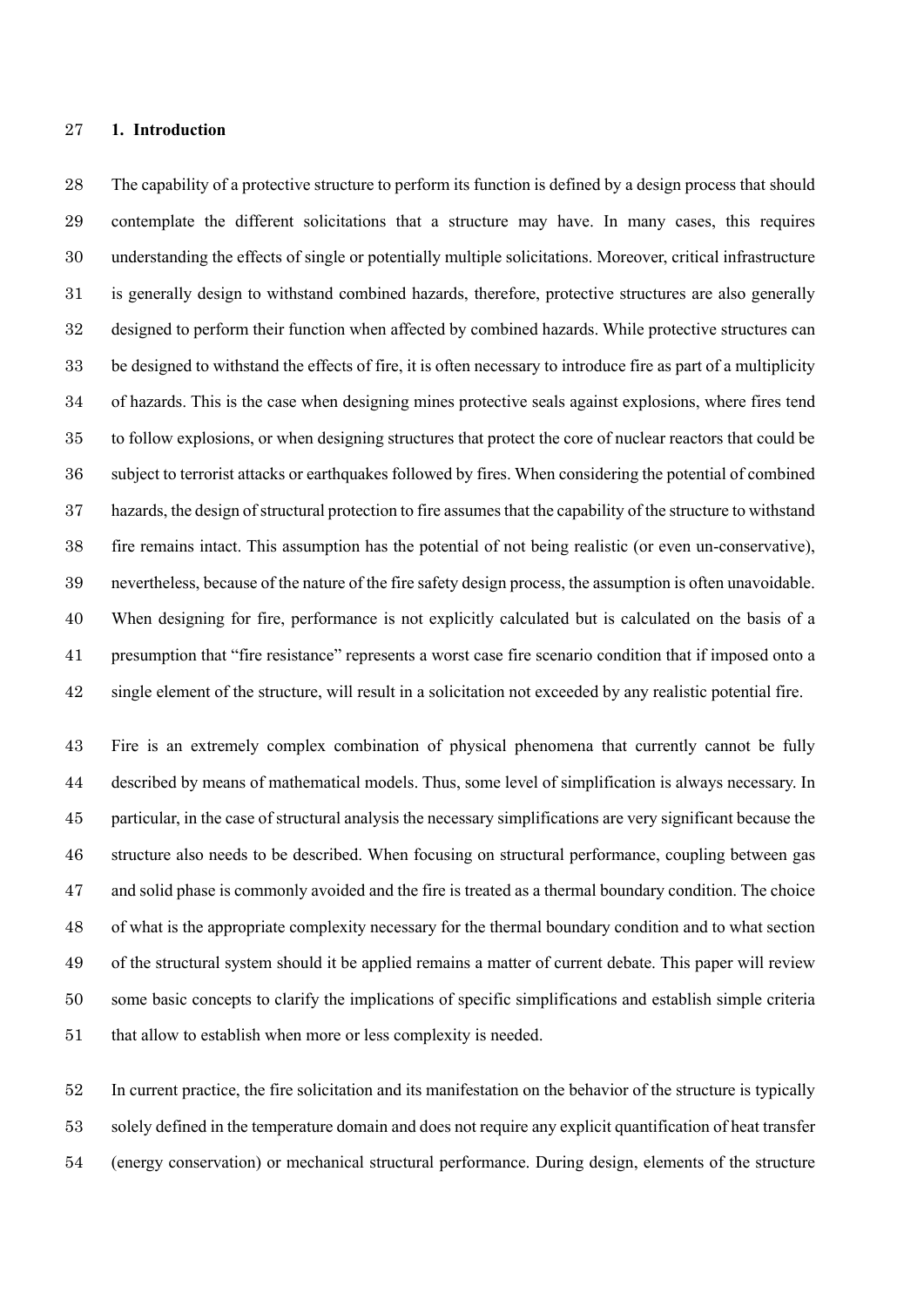## 1. Introduction

The capability of a protective structure to perform its function is defined by a design process that should contemplate the different solicitations that a structure may have. In many cases, this requires understanding the effects of single or potentially multiple solicitations. Moreover, critical infrastructure is generally design to withstand combined hazards, therefore, protective structures are also generally designed to perform their function when affected by combined hazards. While protective structures can be designed to withstand the effects of fire, it is often necessary to introduce fire as part of a multiplicity of hazards. This is the case when designing mines protective seals against explosions, where fires tend to follow explosions, or when designing structures that protect the core of nuclear reactors that could be subject to terrorist attacks or earthquakes followed by fires. When considering the potential of combined hazards, the design of structural protection to fire assumes that the capability of the structure to withstand fire remains intact. This assumption has the potential of not being realistic (or even un-conservative), nevertheless, because of the nature of the fire safety design process, the assumption is often unavoidable. When designing for fire, performance is not explicitly calculated but is calculated on the basis of a presumption that "fire resistance" represents a worst case fire scenario condition that if imposed onto a single element of the structure, will result in a solicitation not exceeded by any realistic potential fire.

Fire is an extremely complex combination of physical phenomena that currently cannot be fully described by means of mathematical models. Thus, some level of simplification is always necessary. In particular, in the case of structural analysis the necessary simplifications are very significant because the structure also needs to be described. When focusing on structural performance, coupling between gas and solid phase is commonly avoided and the fire is treated as a thermal boundary condition. The choice of what is the appropriate complexity necessary for the thermal boundary condition and to what section of the structural system should it be applied remains a matter of current debate. This paper will review some basic concepts to clarify the implications of specific simplifications and establish simple criteria that allow to establish when more or less complexity is needed.

In current practice, the fire solicitation and its manifestation on the behavior of the structure is typically solely defined in the temperature domain and does not require any explicit quantification of heat transfer (energy conservation) or mechanical structural performance. During design, elements of the structure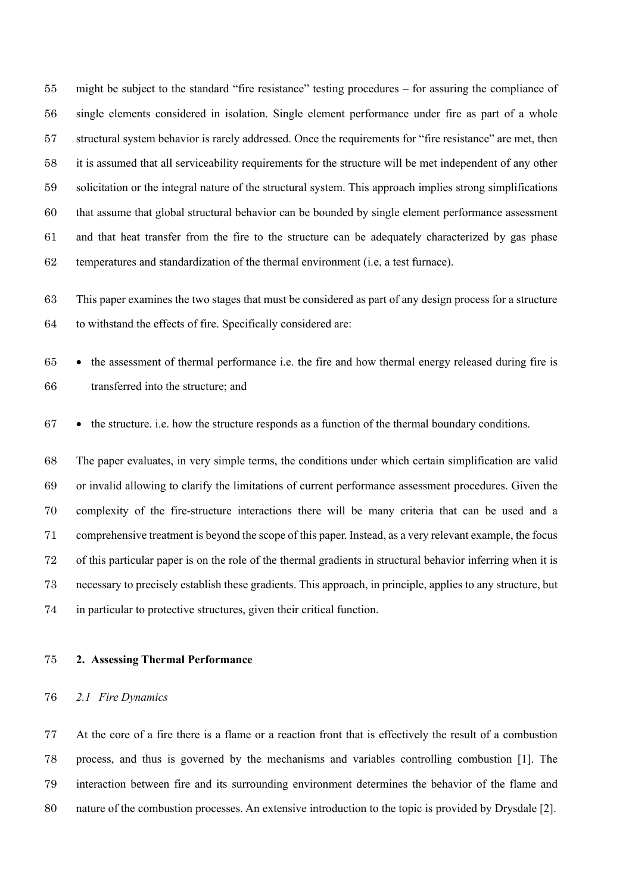might be subject to the standard “fire resistance” testing procedures – for assuring the compliance of single elements considered in isolation. Single element performance under fire as part of a whole structural system behavior is rarely addressed. Once the requirements for “fire resistance” are met, then it is assumed that all serviceability requirements for the structure will be met independent of any other solicitation or the integral nature of the structural system. This approach implies strong simplifications that assume that global structural behavior can be bounded by single element performance assessment and that heat transfer from the fire to the structure can be adequately characterized by gas phase temperatures and standardization of the thermal environment (i.e, a test furnace).

This paper examines the two stages that must be considered as part of any design process for a structure to withstand the effects of fire. Specifically considered are:

- the assessment of thermal performance i.e. the fire and how thermal energy released during fire is transferred into the structure; and
- the structure. i.e. how the structure responds as a function of the thermal boundary conditions.

The paper evaluates, in very simple terms, the conditions under which certain simplification are valid or invalid allowing to clarify the limitations of current performance assessment procedures. Given the complexity of the fire-structure interactions there will be many criteria that can be used and a comprehensive treatment is beyond the scope of this paper. Instead, as a very relevant example, the focus of this particular paper is on the role of the thermal gradients in structural behavior inferring when it is necessary to precisely establish these gradients. This approach, in principle, applies to any structure, but in particular to protective structures, given their critical function.

## 2. Assessing Thermal Performance

### *2.1 Fire Dynamics*

At the core of a fire there is a flame or a reaction front that is effectively the result of a combustion process, and thus is governed by the mechanisms and variables controlling combustion [1]. The interaction between fire and its surrounding environment determines the behavior of the flame and nature of the combustion processes. An extensive introduction to the topic is provided by Drysdale [2].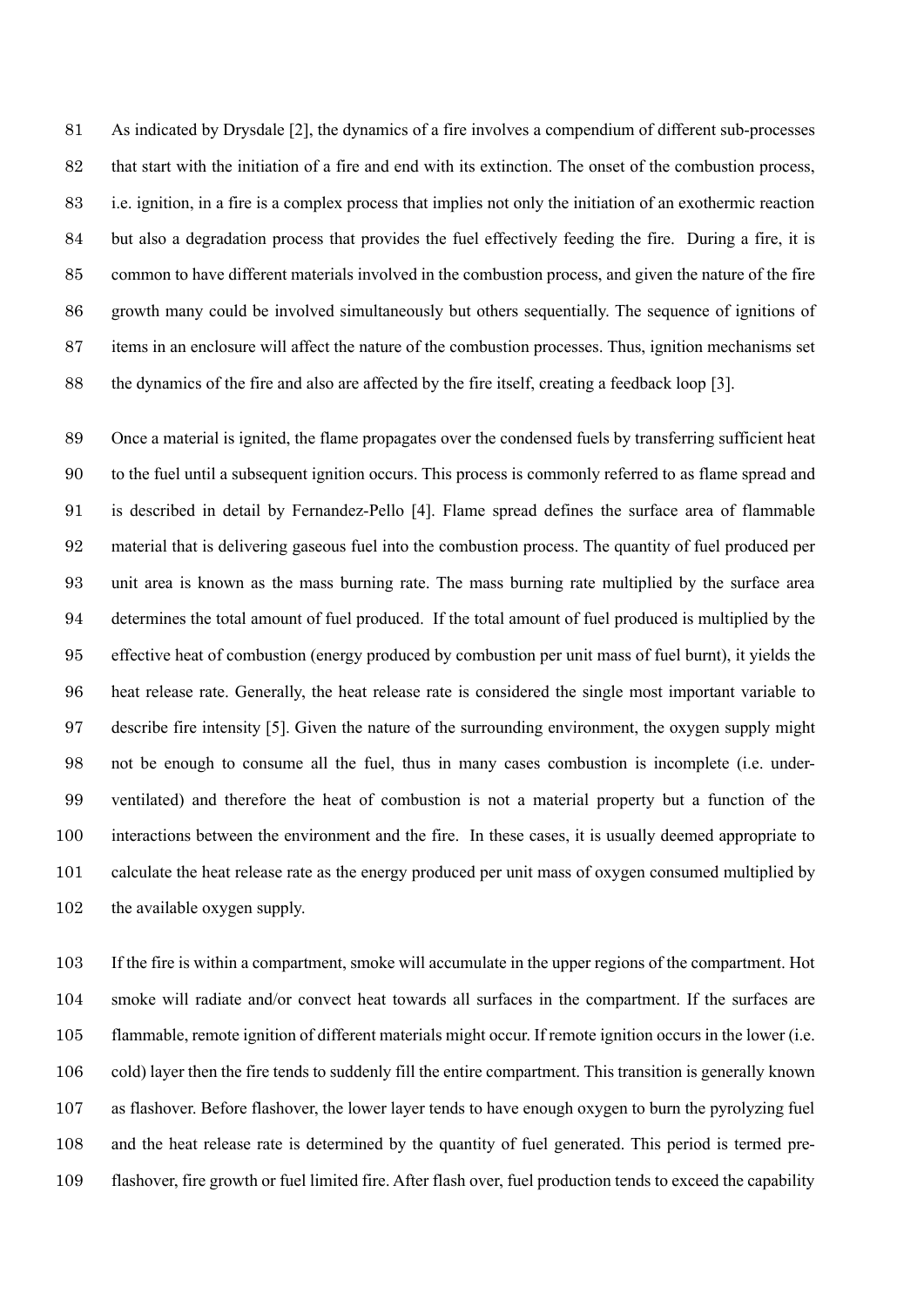As indicated by Drysdale [2], the dynamics of a fire involves a compendium of different sub-processes that start with the initiation of a fire and end with its extinction. The onset of the combustion process, i.e. ignition, in a fire is a complex process that implies not only the initiation of an exothermic reaction but also a degradation process that provides the fuel effectively feeding the fire. During a fire, it is common to have different materials involved in the combustion process, and given the nature of the fire growth many could be involved simultaneously but others sequentially. The sequence of ignitions of items in an enclosure will affect the nature of the combustion processes. Thus, ignition mechanisms set the dynamics of the fire and also are affected by the fire itself, creating a feedback loop [3].

Once a material is ignited, the flame propagates over the condensed fuels by transferring sufficient heat to the fuel until a subsequent ignition occurs. This process is commonly referred to as flame spread and is described in detail by Fernandez-Pello [4]. Flame spread defines the surface area of flammable material that is delivering gaseous fuel into the combustion process. The quantity of fuel produced per unit area is known as the mass burning rate. The mass burning rate multiplied by the surface area determines the total amount of fuel produced. If the total amount of fuel produced is multiplied by the effective heat of combustion (energy produced by combustion per unit mass of fuel burnt), it yields the heat release rate. Generally, the heat release rate is considered the single most important variable to describe fire intensity [5]. Given the nature of the surrounding environment, the oxygen supply might not be enough to consume all the fuel, thus in many cases combustion is incomplete (i.e. under-ventilated) and therefore the heat of combustion is not a material property but a function of the interactions between the environment and the fire. In these cases, it is usually deemed appropriate to calculate the heat release rate as the energy produced per unit mass of oxygen consumed multiplied by the available oxygen supply.

If the fire is within a compartment, smoke will accumulate in the upper regions of the compartment. Hot smoke will radiate and/or convect heat towards all surfaces in the compartment. If the surfaces are flammable, remote ignition of different materials might occur. If remote ignition occurs in the lower (i.e. cold) layer then the fire tends to suddenly fill the entire compartment. This transition is generally known as flashover. Before flashover, the lower layer tends to have enough oxygen to burn the pyrolyzing fuel and the heat release rate is determined by the quantity of fuel generated. This period is termed pre-flashover, fire growth or fuel limited fire. After flash over, fuel production tends to exceed the capability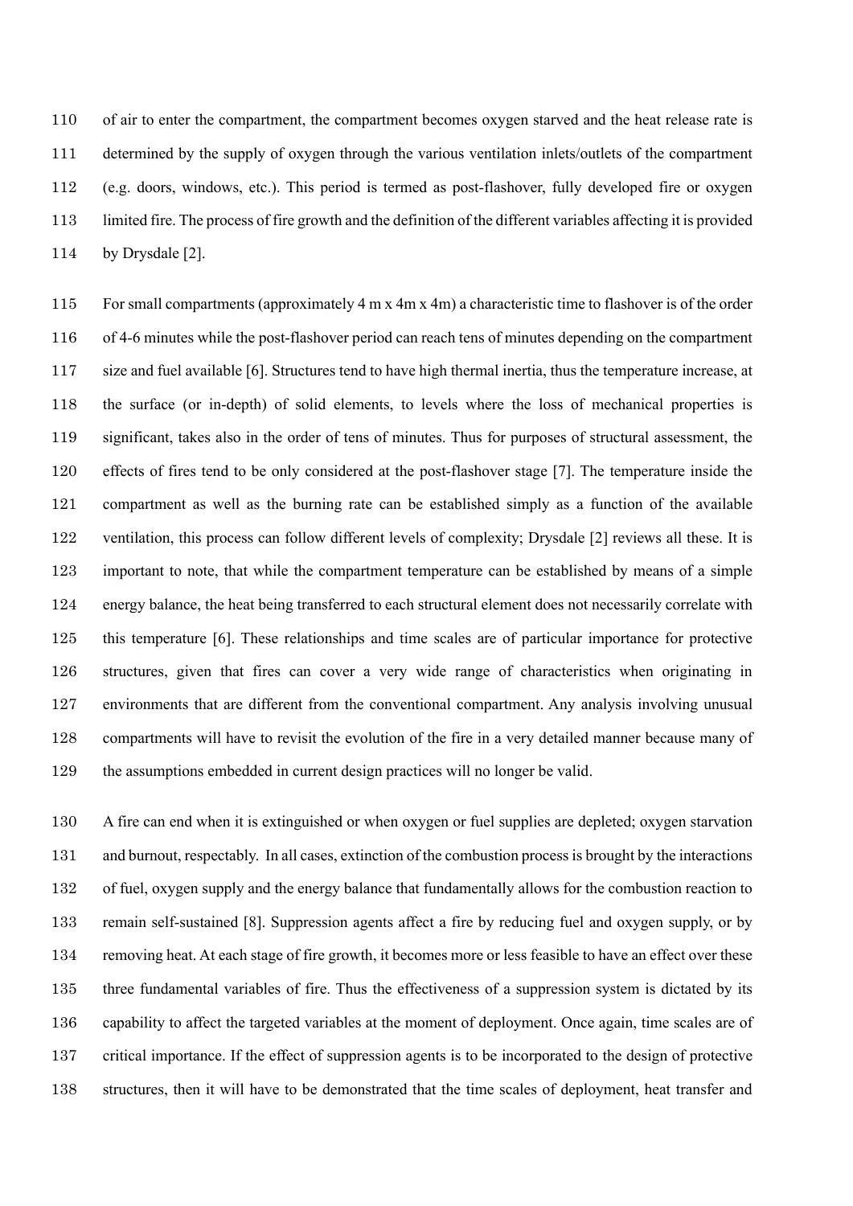of air to enter the compartment, the compartment becomes oxygen starved and the heat release rate is determined by the supply of oxygen through the various ventilation inlets/outlets of the compartment (e.g. doors, windows, etc.). This period is termed as post-flashover, fully developed fire or oxygen limited fire. The process of fire growth and the definition of the different variables affecting it is provided by Drysdale [2].

For small compartments (approximately 4 m x 4m x 4m) a characteristic time to flashover is of the order of 4-6 minutes while the post-flashover period can reach tens of minutes depending on the compartment size and fuel available [6]. Structures tend to have high thermal inertia, thus the temperature increase, at the surface (or in-depth) of solid elements, to levels where the loss of mechanical properties is significant, takes also in the order of tens of minutes. Thus for purposes of structural assessment, the effects of fires tend to be only considered at the post-flashover stage [7]. The temperature inside the compartment as well as the burning rate can be established simply as a function of the available ventilation, this process can follow different levels of complexity; Drysdale [2] reviews all these. It is important to note, that while the compartment temperature can be established by means of a simple energy balance, the heat being transferred to each structural element does not necessarily correlate with this temperature [6]. These relationships and time scales are of particular importance for protective structures, given that fires can cover a very wide range of characteristics when originating in environments that are different from the conventional compartment. Any analysis involving unusual compartments will have to revisit the evolution of the fire in a very detailed manner because many of the assumptions embedded in current design practices will no longer be valid.

A fire can end when it is extinguished or when oxygen or fuel supplies are depleted; oxygen starvation and burnout, respectably. In all cases, extinction of the combustion process is brought by the interactions of fuel, oxygen supply and the energy balance that fundamentally allows for the combustion reaction to remain self-sustained [8]. Suppression agents affect a fire by reducing fuel and oxygen supply, or by removing heat. At each stage of fire growth, it becomes more or less feasible to have an effect over these three fundamental variables of fire. Thus the effectiveness of a suppression system is dictated by its capability to affect the targeted variables at the moment of deployment. Once again, time scales are of critical importance. If the effect of suppression agents is to be incorporated to the design of protective structures, then it will have to be demonstrated that the time scales of deployment, heat transfer and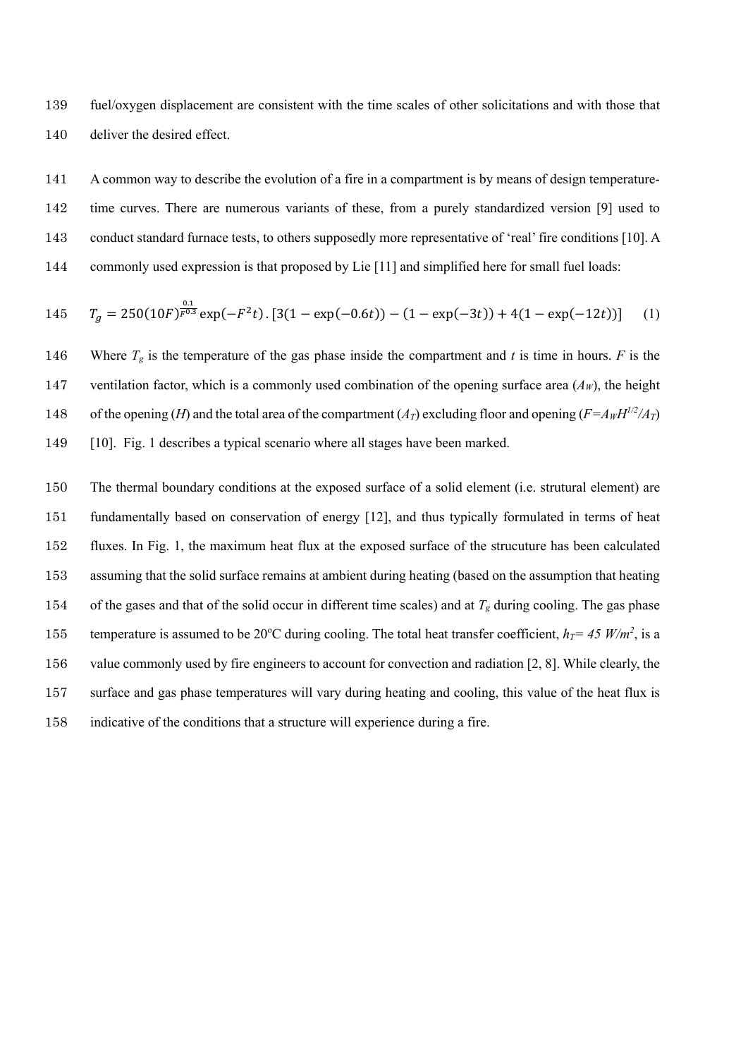fuel/oxygen displacement are consistent with the time scales of other solicitations and with those that deliver the desired effect.

A common way to describe the evolution of a fire in a compartment is by means of design temperature-time curves. There are numerous variants of these, from a purely standardized version [9] used to conduct standard furnace tests, to others supposedly more representative of 'real' fire conditions [10]. A commonly used expression is that proposed by Lie [11] and simplified here for small fuel loads:

$$T_g = 250(10F)^{\frac{0.1}{F^{0.3}}}\exp(-F^2t).\,[3(1-\exp(-0.6t))-(1-\exp(-3t))+4(1-\exp(-12t))] \qquad (1)$$

Where $T_g$ is the temperature of the gas phase inside the compartment and $t$ is time in hours. $F$ is the ventilation factor, which is a commonly used combination of the opening surface area ($A_W$), the height of the opening ($H$) and the total area of the compartment ($A_T$) excluding floor and opening ($F=A_WH^{1/2}/A_T$) [10]. Fig. 1 describes a typical scenario where all stages have been marked.

The thermal boundary conditions at the exposed surface of a solid element (i.e. strutural element) are fundamentally based on conservation of energy [12], and thus typically formulated in terms of heat fluxes. In Fig. 1, the maximum heat flux at the exposed surface of the strucuture has been calculated assuming that the solid surface remains at ambient during heating (based on the assumption that heating of the gases and that of the solid occur in different time scales) and at $T_g$ during cooling. The gas phase temperature is assumed to be 20ºC during cooling. The total heat transfer coefficient, $h_T = 45\ W/m^2$, is a value commonly used by fire engineers to account for convection and radiation [2, 8]. While clearly, the surface and gas phase temperatures will vary during heating and cooling, this value of the heat flux is indicative of the conditions that a structure will experience during a fire.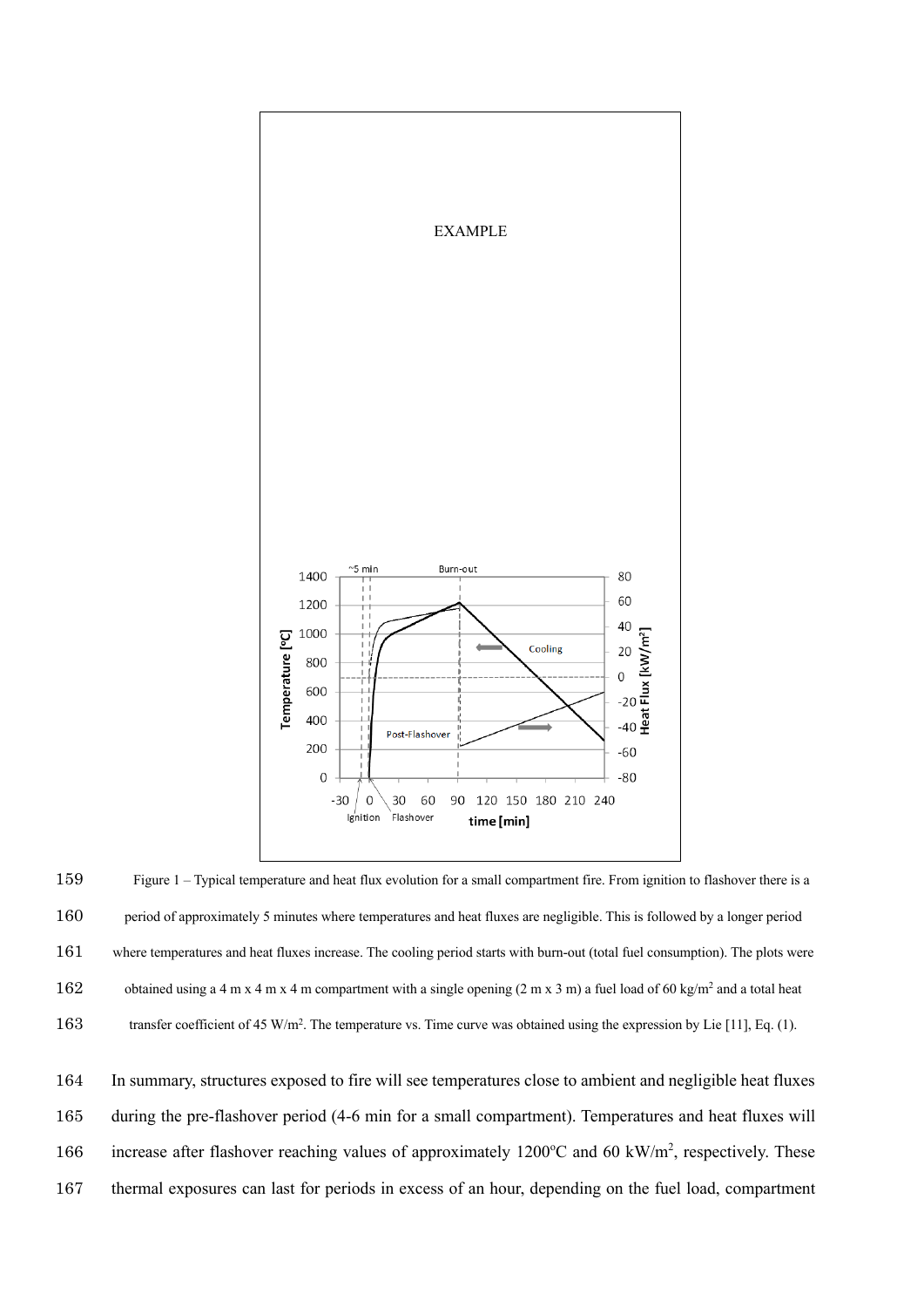EXAMPLE

Figure 1 – Typical temperature and heat flux evolution for a small compartment fire. From ignition to flashover there is a period of approximately 5 minutes where temperatures and heat fluxes are negligible. This is followed by a longer period where temperatures and heat fluxes increase. The cooling period starts with burn-out (total fuel consumption). The plots were obtained using a 4 m x 4 m x 4 m compartment with a single opening (2 m x 3 m) a fuel load of 60 kg/m$^2$ and a total heat transfer coefficient of 45 W/m$^2$. The temperature vs. Time curve was obtained using the expression by Lie [11], Eq. (1).

In summary, structures exposed to fire will see temperatures close to ambient and negligible heat fluxes during the pre-flashover period (4-6 min for a small compartment). Temperatures and heat fluxes will increase after flashover reaching values of approximately 1200$^o$C and 60 kW/m$^2$, respectively. These thermal exposures can last for periods in excess of an hour, depending on the fuel load, compartment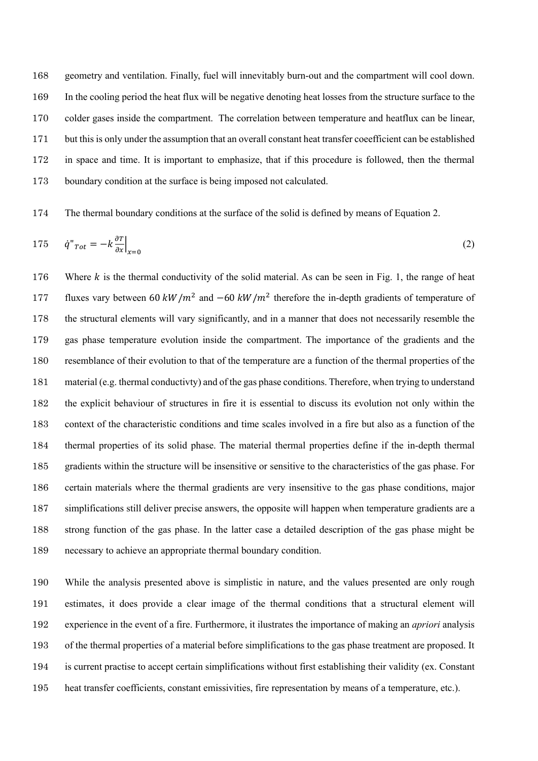geometry and ventilation. Finally, fuel will innevitably burn-out and the compartment will cool down. In the cooling period the heat flux will be negative denoting heat losses from the structure surface to the colder gases inside the compartment. The correlation between temperature and heatflux can be linear, but this is only under the assumption that an overall constant heat transfer coeefficient can be established in space and time. It is important to emphasize, that if this procedure is followed, then the thermal boundary condition at the surface is being imposed not calculated.

The thermal boundary conditions at the surface of the solid is defined by means of Equation 2.

$$\dot{q}"_{Tot} = -k \frac{\partial T}{\partial x}\bigg|_{x=0} \tag{2}$$

Where $k$ is the thermal conductivity of the solid material. As can be seen in Fig. 1, the range of heat fluxes vary between $60\ kW/m^2$ and $-60\ kW/m^2$ therefore the in-depth gradients of temperature of the structural elements will vary significantly, and in a manner that does not necessarily resemble the gas phase temperature evolution inside the compartment. The importance of the gradients and the resemblance of their evolution to that of the temperature are a function of the thermal properties of the material (e.g. thermal conductivty) and of the gas phase conditions. Therefore, when trying to understand the explicit behaviour of structures in fire it is essential to discuss its evolution not only within the context of the characteristic conditions and time scales involved in a fire but also as a function of the thermal properties of its solid phase. The material thermal properties define if the in-depth thermal gradients within the structure will be insensitive or sensitive to the characteristics of the gas phase. For certain materials where the thermal gradients are very insensitive to the gas phase conditions, major simplifications still deliver precise answers, the opposite will happen when temperature gradients are a strong function of the gas phase. In the latter case a detailed description of the gas phase might be necessary to achieve an appropriate thermal boundary condition.

While the analysis presented above is simplistic in nature, and the values presented are only rough estimates, it does provide a clear image of the thermal conditions that a structural element will experience in the event of a fire. Furthermore, it ilustrates the importance of making an *apriori* analysis of the thermal properties of a material before simplifications to the gas phase treatment are proposed. It is current practise to accept certain simplifications without first establishing their validity (ex. Constant heat transfer coefficients, constant emissivities, fire representation by means of a temperature, etc.).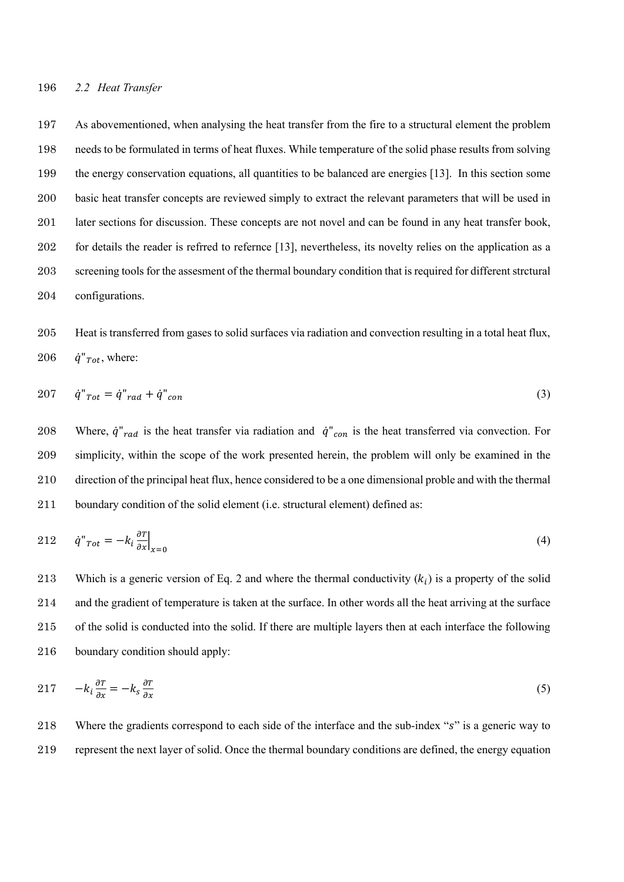### *2.2 Heat Transfer*

As abovementioned, when analysing the heat transfer from the fire to a structural element the problem needs to be formulated in terms of heat fluxes. While temperature of the solid phase results from solving the energy conservation equations, all quantities to be balanced are energies [13]. In this section some basic heat transfer concepts are reviewed simply to extract the relevant parameters that will be used in later sections for discussion. These concepts are not novel and can be found in any heat transfer book, for details the reader is refrred to refernce [13], nevertheless, its novelty relies on the application as a screening tools for the assesment of the thermal boundary condition that is required for different strctural configurations.

Heat is transferred from gases to solid surfaces via radiation and convection resulting in a total heat flux, $\dot{q}''_{Tot}$, where:

$$\dot{q}''_{Tot} = \dot{q}''_{rad} + \dot{q}''_{con} \tag{3}$$

Where, $\dot{q}''_{rad}$ is the heat transfer via radiation and $\dot{q}''_{con}$ is the heat transferred via convection. For simplicity, within the scope of the work presented herein, the problem will only be examined in the direction of the principal heat flux, hence considered to be a one dimensional proble and with the thermal boundary condition of the solid element (i.e. structural element) defined as:

$$\dot{q}''_{Tot} = -k_i \left.\frac{\partial T}{\partial x}\right|_{x=0} \tag{4}$$

Which is a generic version of Eq. 2 and where the thermal conductivity ($k_i$) is a property of the solid and the gradient of temperature is taken at the surface. In other words all the heat arriving at the surface of the solid is conducted into the solid. If there are multiple layers then at each interface the following boundary condition should apply:

$$-k_i \frac{\partial T}{\partial x} = -k_s \frac{\partial T}{\partial x} \tag{5}$$

Where the gradients correspond to each side of the interface and the sub-index "$s$" is a generic way to represent the next layer of solid. Once the thermal boundary conditions are defined, the energy equation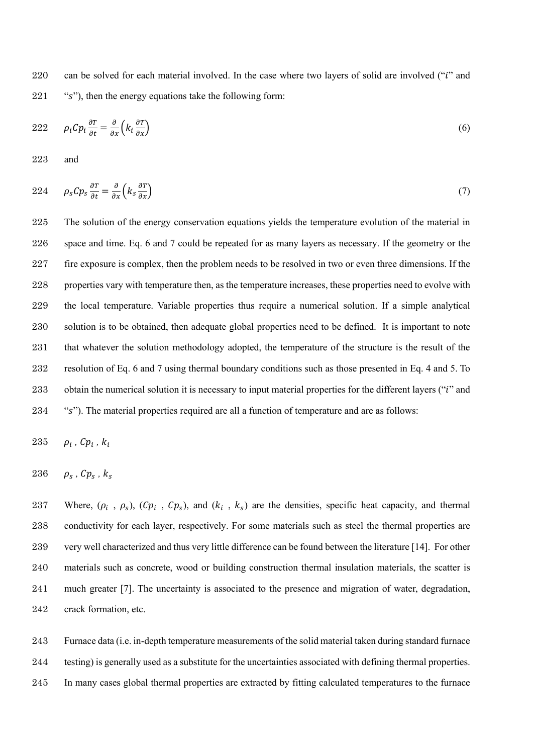can be solved for each material involved. In the case where two layers of solid are involved ("$i$" and "$s$"), then the energy equations take the following form:

$$\rho_i Cp_i \frac{\partial T}{\partial t} = \frac{\partial}{\partial x}\left(k_i \frac{\partial T}{\partial x}\right) \tag{6}$$

and

$$\rho_s Cp_s \frac{\partial T}{\partial t} = \frac{\partial}{\partial x}\left(k_s \frac{\partial T}{\partial x}\right) \tag{7}$$

The solution of the energy conservation equations yields the temperature evolution of the material in space and time. Eq. 6 and 7 could be repeated for as many layers as necessary. If the geometry or the fire exposure is complex, then the problem needs to be resolved in two or even three dimensions. If the properties vary with temperature then, as the temperature increases, these properties need to evolve with the local temperature. Variable properties thus require a numerical solution. If a simple analytical solution is to be obtained, then adequate global properties need to be defined. It is important to note that whatever the solution methodology adopted, the temperature of the structure is the result of the resolution of Eq. 6 and 7 using thermal boundary conditions such as those presented in Eq. 4 and 5. To obtain the numerical solution it is necessary to input material properties for the different layers ("$i$" and "$s$"). The material properties required are all a function of temperature and are as follows:

$\rho_i$ , $Cp_i$ , $k_i$

$\rho_s$ , $Cp_s$ , $k_s$

Where, ($\rho_i$ , $\rho_s$), ($Cp_i$ , $Cp_s$), and ($k_i$ , $k_s$) are the densities, specific heat capacity, and thermal conductivity for each layer, respectively. For some materials such as steel the thermal properties are very well characterized and thus very little difference can be found between the literature [14]. For other materials such as concrete, wood or building construction thermal insulation materials, the scatter is much greater [7]. The uncertainty is associated to the presence and migration of water, degradation, crack formation, etc.

Furnace data (i.e. in-depth temperature measurements of the solid material taken during standard furnace testing) is generally used as a substitute for the uncertainties associated with defining thermal properties. In many cases global thermal properties are extracted by fitting calculated temperatures to the furnace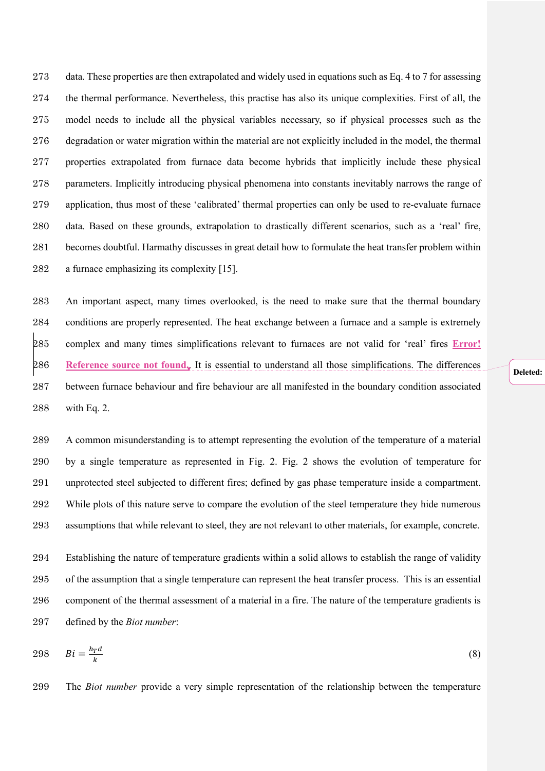data. These properties are then extrapolated and widely used in equations such as Eq. 4 to 7 for assessing the thermal performance. Nevertheless, this practise has also its unique complexities. First of all, the model needs to include all the physical variables necessary, so if physical processes such as the degradation or water migration within the material are not explicitly included in the model, the thermal properties extrapolated from furnace data become hybrids that implicitly include these physical parameters. Implicitly introducing physical phenomena into constants inevitably narrows the range of application, thus most of these 'calibrated' thermal properties can only be used to re-evaluate furnace data. Based on these grounds, extrapolation to drastically different scenarios, such as a 'real' fire, becomes doubtful. Harmathy discusses in great detail how to formulate the heat transfer problem within a furnace emphasizing its complexity [15].

An important aspect, many times overlooked, is the need to make sure that the thermal boundary conditions are properly represented. The heat exchange between a furnace and a sample is extremely complex and many times simplifications relevant to furnaces are not valid for 'real' fires **Error! Reference source not found.**. It is essential to understand all those simplifications. The differences between furnace behaviour and fire behaviour are all manifested in the boundary condition associated with Eq. 2.

A common misunderstanding is to attempt representing the evolution of the temperature of a material by a single temperature as represented in Fig. 2. Fig. 2 shows the evolution of temperature for unprotected steel subjected to different fires; defined by gas phase temperature inside a compartment. While plots of this nature serve to compare the evolution of the steel temperature they hide numerous assumptions that while relevant to steel, they are not relevant to other materials, for example, concrete.

Establishing the nature of temperature gradients within a solid allows to establish the range of validity of the assumption that a single temperature can represent the heat transfer process. This is an essential component of the thermal assessment of a material in a fire. The nature of the temperature gradients is defined by the *Biot number*:

$$Bi = \frac{h_T d}{k} \tag{8}$$

The *Biot number* provide a very simple representation of the relationship between the temperature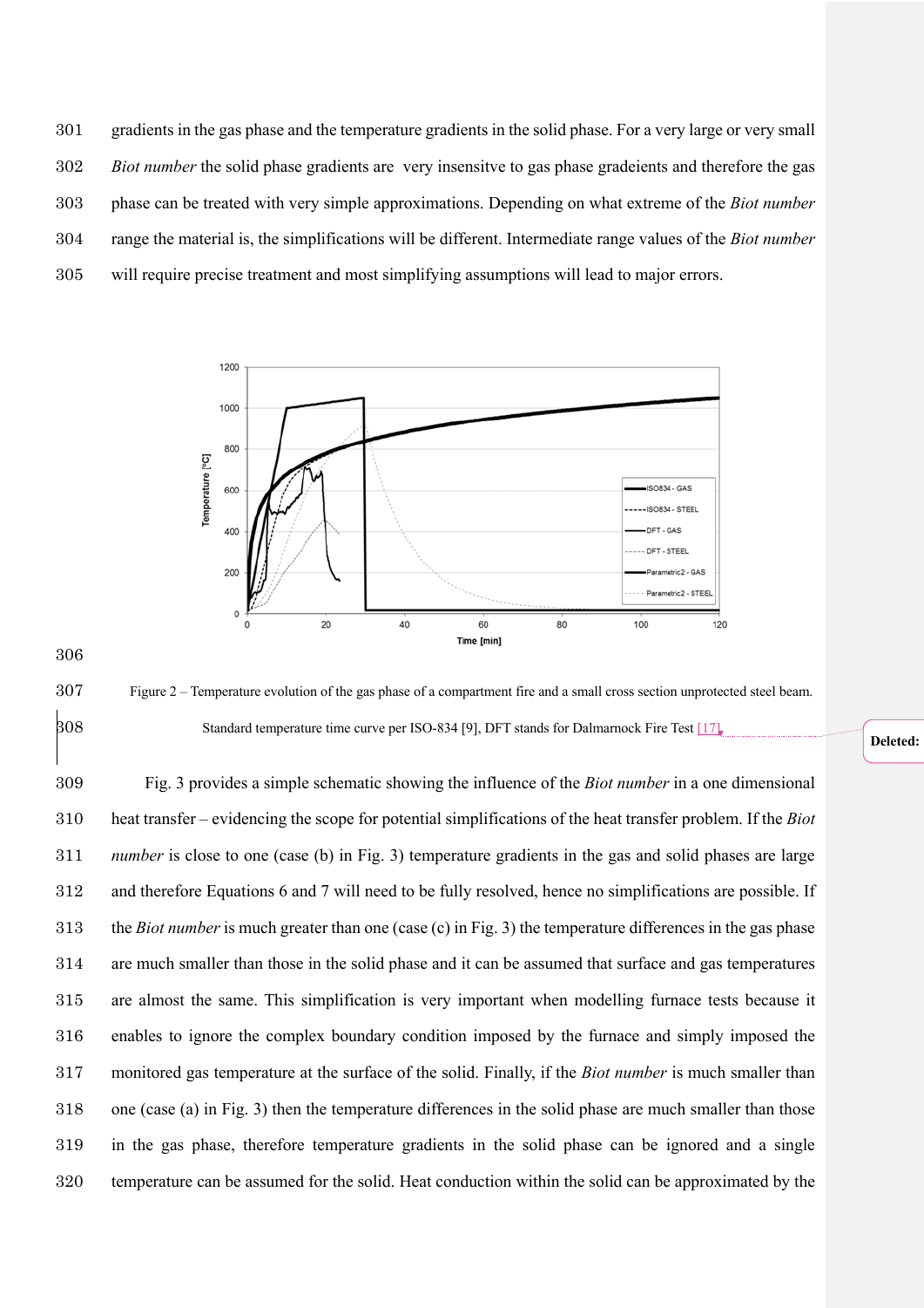gradients in the gas phase and the temperature gradients in the solid phase. For a very large or very small *Biot number* the solid phase gradients are very insensitve to gas phase gradeients and therefore the gas phase can be treated with very simple approximations. Depending on what extreme of the *Biot number* range the material is, the simplifications will be different. Intermediate range values of the *Biot number* will require precise treatment and most simplifying assumptions will lead to major errors.

Figure 2 – Temperature evolution of the gas phase of a compartment fire and a small cross section unprotected steel beam. Standard temperature time curve per ISO-834 [9], DFT stands for Dalmarnock Fire Test [17].

Fig. 3 provides a simple schematic showing the influence of the *Biot number* in a one dimensional heat transfer – evidencing the scope for potential simplifications of the heat transfer problem. If the *Biot number* is close to one (case (b) in Fig. 3) temperature gradients in the gas and solid phases are large and therefore Equations 6 and 7 will need to be fully resolved, hence no simplifications are possible. If the *Biot number* is much greater than one (case (c) in Fig. 3) the temperature differences in the gas phase are much smaller than those in the solid phase and it can be assumed that surface and gas temperatures are almost the same. This simplification is very important when modelling furnace tests because it enables to ignore the complex boundary condition imposed by the furnace and simply imposed the monitored gas temperature at the surface of the solid. Finally, if the *Biot number* is much smaller than one (case (a) in Fig. 3) then the temperature differences in the solid phase are much smaller than those in the gas phase, therefore temperature gradients in the solid phase can be ignored and a single temperature can be assumed for the solid. Heat conduction within the solid can be approximated by the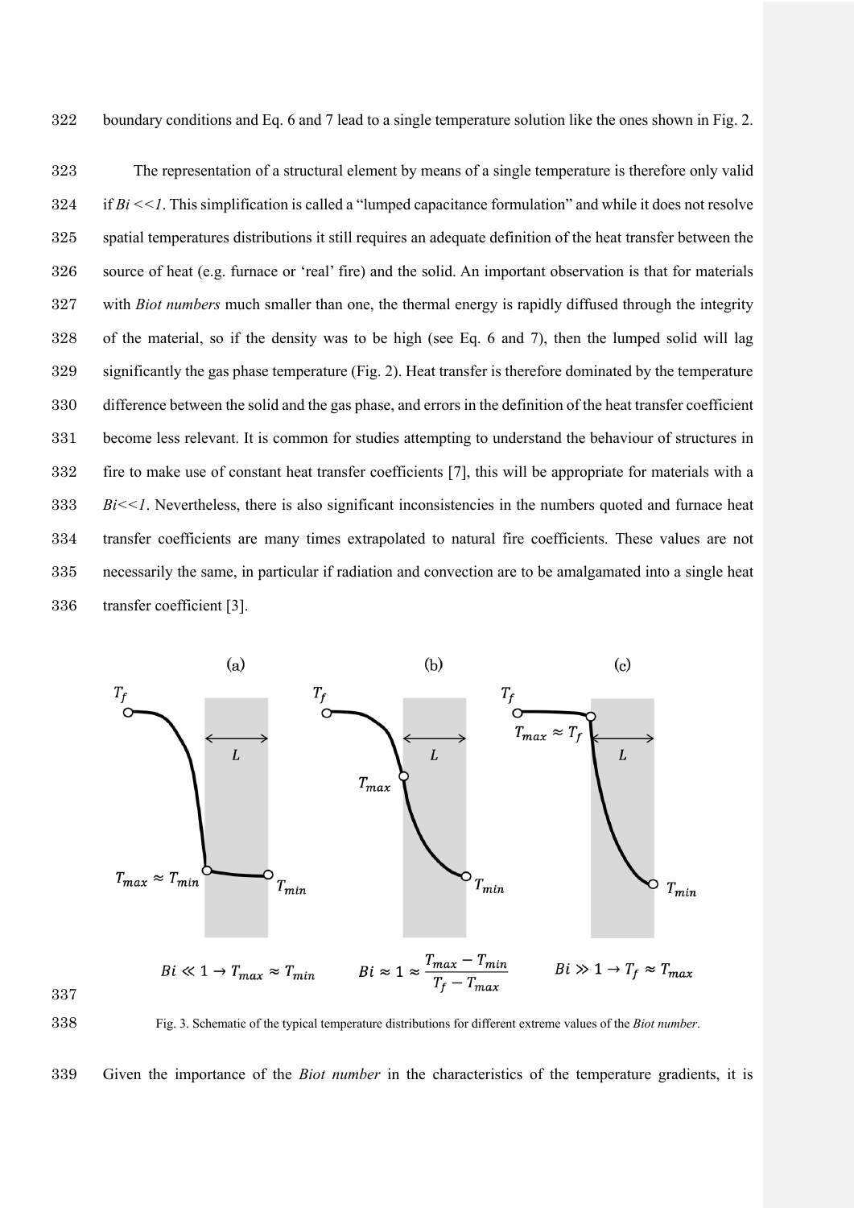boundary conditions and Eq. 6 and 7 lead to a single temperature solution like the ones shown in Fig. 2.

The representation of a structural element by means of a single temperature is therefore only valid if *Bi <<1*. This simplification is called a "lumped capacitance formulation" and while it does not resolve spatial temperatures distributions it still requires an adequate definition of the heat transfer between the source of heat (e.g. furnace or 'real' fire) and the solid. An important observation is that for materials with *Biot numbers* much smaller than one, the thermal energy is rapidly diffused through the integrity of the material, so if the density was to be high (see Eq. 6 and 7), then the lumped solid will lag significantly the gas phase temperature (Fig. 2). Heat transfer is therefore dominated by the temperature difference between the solid and the gas phase, and errors in the definition of the heat transfer coefficient become less relevant. It is common for studies attempting to understand the behaviour of structures in fire to make use of constant heat transfer coefficients [7], this will be appropriate for materials with a *Bi<<1*. Nevertheless, there is also significant inconsistencies in the numbers quoted and furnace heat transfer coefficients are many times extrapolated to natural fire coefficients. These values are not necessarily the same, in particular if radiation and convection are to be amalgamated into a single heat transfer coefficient [3].

(a) $Bi \ll 1 \rightarrow T_{max} \approx T_{min}$ (b) $Bi \approx 1 \approx \frac{T_{max} - T_{min}}{T_f - T_{max}}$ (c) $Bi \gg 1 \rightarrow T_f \approx T_{max}$

Fig. 3. Schematic of the typical temperature distributions for different extreme values of the *Biot number*.

Given the importance of the *Biot number* in the characteristics of the temperature gradients, it is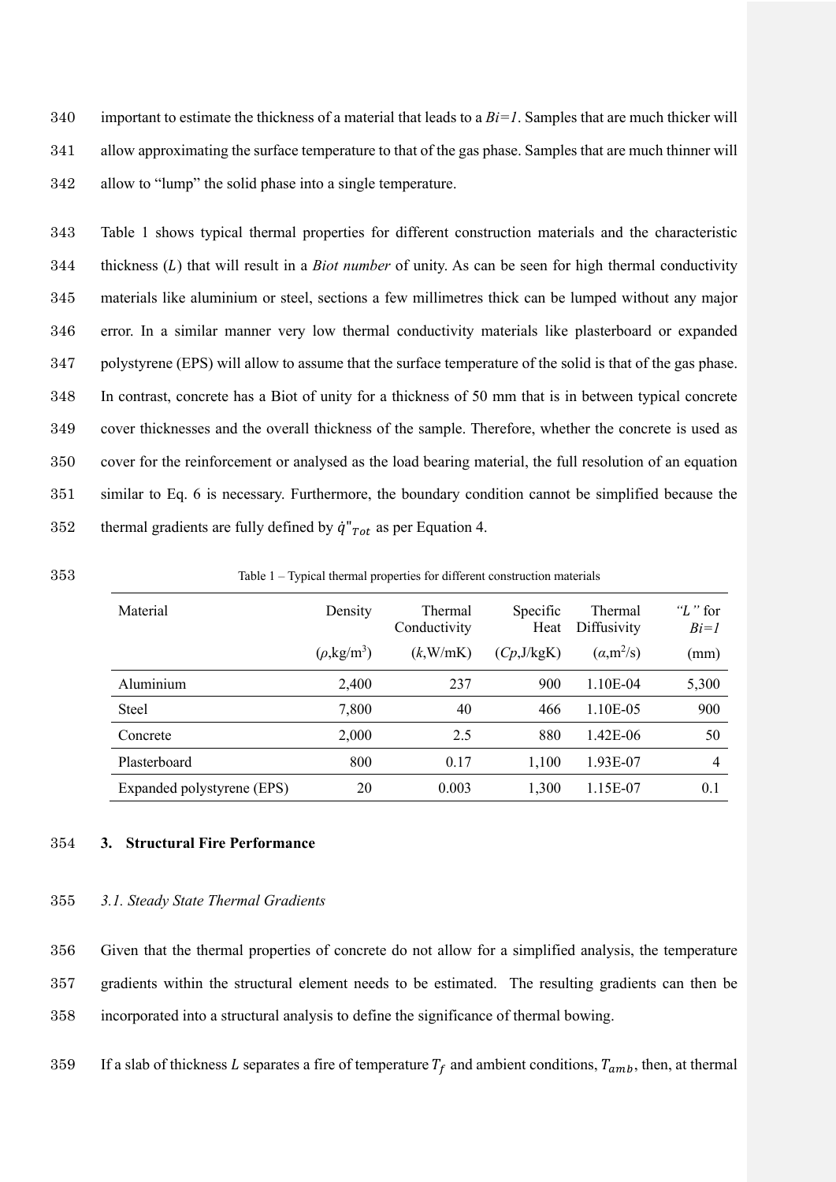important to estimate the thickness of a material that leads to a *Bi=1*. Samples that are much thicker will allow approximating the surface temperature to that of the gas phase. Samples that are much thinner will allow to "lump" the solid phase into a single temperature.

Table 1 shows typical thermal properties for different construction materials and the characteristic thickness ($L$) that will result in a *Biot number* of unity. As can be seen for high thermal conductivity materials like aluminium or steel, sections a few millimetres thick can be lumped without any major error. In a similar manner very low thermal conductivity materials like plasterboard or expanded polystyrene (EPS) will allow to assume that the surface temperature of the solid is that of the gas phase. In contrast, concrete has a Biot of unity for a thickness of 50 mm that is in between typical concrete cover thicknesses and the overall thickness of the sample. Therefore, whether the concrete is used as cover for the reinforcement or analysed as the load bearing material, the full resolution of an equation similar to Eq. 6 is necessary. Furthermore, the boundary condition cannot be simplified because the thermal gradients are fully defined by $\dot{q}''_{Tot}$ as per Equation 4.

Table 1 – Typical thermal properties for different construction materials

| Material | Density ($\rho$,kg/m$^3$) | Thermal Conductivity ($k$,W/mK) | Specific Heat ($Cp$,J/kgK) | Thermal Diffusivity ($\alpha$,m$^2$/s) | *"L"* for *Bi=1* (mm) |
|---|---|---|---|---|---|
| Aluminium | 2,400 | 237 | 900 | 1.10E-04 | 5,300 |
| Steel | 7,800 | 40 | 466 | 1.10E-05 | 900 |
| Concrete | 2,000 | 2.5 | 880 | 1.42E-06 | 50 |
| Plasterboard | 800 | 0.17 | 1,100 | 1.93E-07 | 4 |
| Expanded polystyrene (EPS) | 20 | 0.003 | 1,300 | 1.15E-07 | 0.1 |

## 3. Structural Fire Performance

### *3.1. Steady State Thermal Gradients*

Given that the thermal properties of concrete do not allow for a simplified analysis, the temperature gradients within the structural element needs to be estimated. The resulting gradients can then be incorporated into a structural analysis to define the significance of thermal bowing.

If a slab of thickness $L$ separates a fire of temperature $T_f$ and ambient conditions, $T_{amb}$, then, at thermal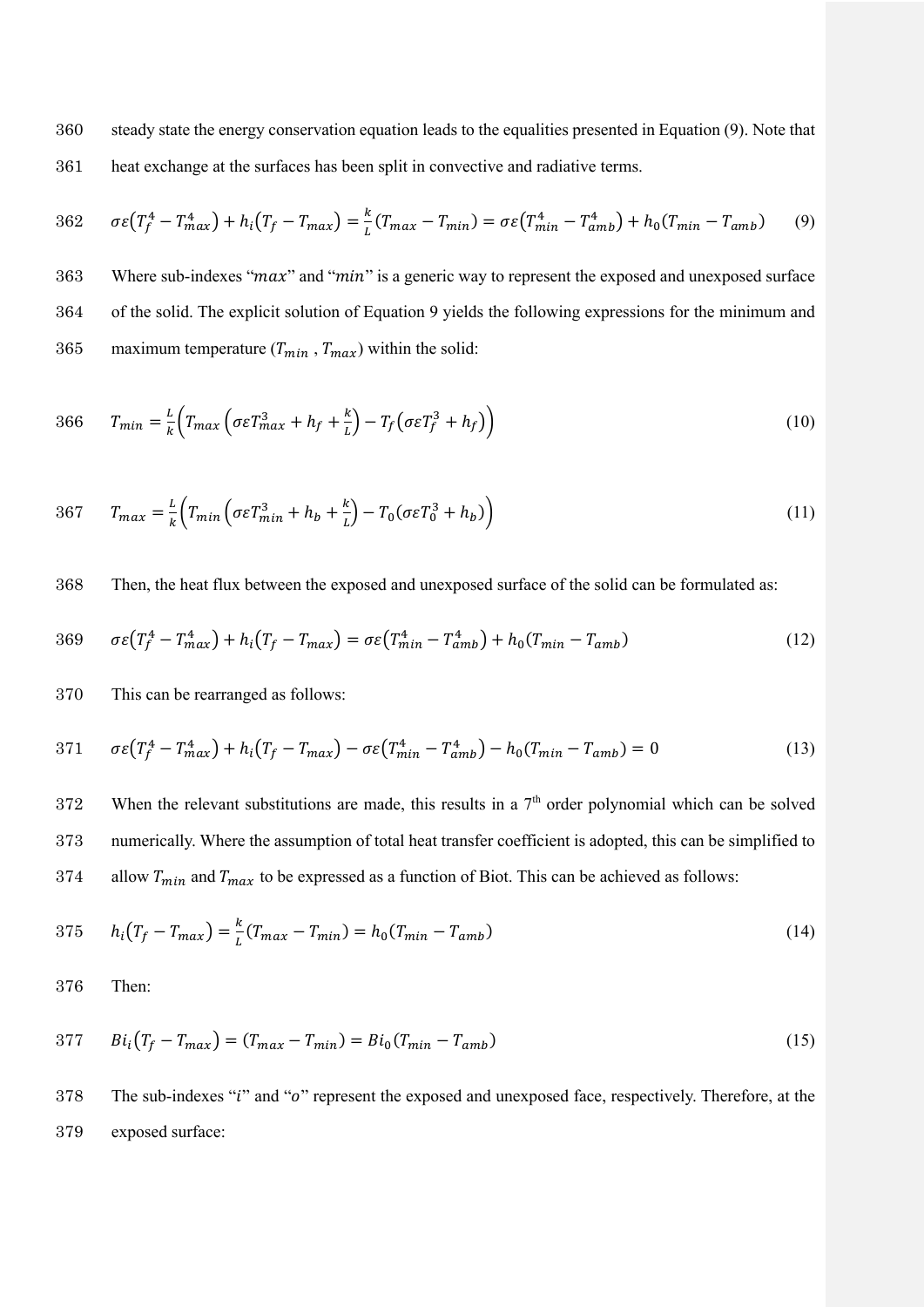steady state the energy conservation equation leads to the equalities presented in Equation (9). Note that heat exchange at the surfaces has been split in convective and radiative terms.

$$\sigma\varepsilon\left(T_f^4 - T_{max}^4\right) + h_i\left(T_f - T_{max}\right) = \frac{k}{L}\left(T_{max} - T_{min}\right) = \sigma\varepsilon\left(T_{min}^4 - T_{amb}^4\right) + h_0\left(T_{min} - T_{amb}\right) \tag{9}$$

Where sub-indexes "$max$" and "$min$" is a generic way to represent the exposed and unexposed surface of the solid. The explicit solution of Equation 9 yields the following expressions for the minimum and maximum temperature ($T_{min}$ , $T_{max}$) within the solid:

$$T_{min} = \frac{L}{k}\left(T_{max}\left(\sigma\varepsilon T_{max}^3 + h_f + \frac{k}{L}\right) - T_f\left(\sigma\varepsilon T_f^3 + h_f\right)\right) \tag{10}$$

$$T_{max} = \frac{L}{k}\left(T_{min}\left(\sigma\varepsilon T_{min}^3 + h_b + \frac{k}{L}\right) - T_0\left(\sigma\varepsilon T_0^3 + h_b\right)\right) \tag{11}$$

Then, the heat flux between the exposed and unexposed surface of the solid can be formulated as:

$$\sigma\varepsilon\left(T_f^4 - T_{max}^4\right) + h_i\left(T_f - T_{max}\right) = \sigma\varepsilon\left(T_{min}^4 - T_{amb}^4\right) + h_0\left(T_{min} - T_{amb}\right) \tag{12}$$

This can be rearranged as follows:

$$\sigma\varepsilon\left(T_f^4 - T_{max}^4\right) + h_i\left(T_f - T_{max}\right) - \sigma\varepsilon\left(T_{min}^4 - T_{amb}^4\right) - h_0\left(T_{min} - T_{amb}\right) = 0 \tag{13}$$

When the relevant substitutions are made, this results in a 7th order polynomial which can be solved numerically. Where the assumption of total heat transfer coefficient is adopted, this can be simplified to allow $T_{min}$ and $T_{max}$ to be expressed as a function of Biot. This can be achieved as follows:

$$h_i\left(T_f - T_{max}\right) = \frac{k}{L}\left(T_{max} - T_{min}\right) = h_0\left(T_{min} - T_{amb}\right) \tag{14}$$

Then:

$$Bi_i\left(T_f - T_{max}\right) = \left(T_{max} - T_{min}\right) = Bi_0\left(T_{min} - T_{amb}\right) \tag{15}$$

The sub-indexes "$i$" and "$o$" represent the exposed and unexposed face, respectively. Therefore, at the exposed surface: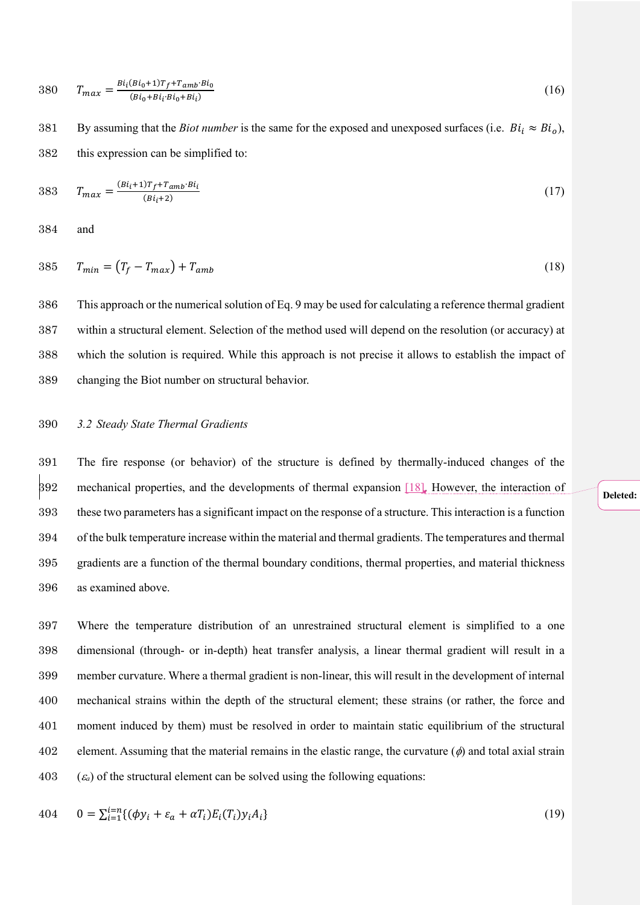$$T_{max} = \frac{Bi_i(Bi_0+1)T_f + T_{amb} \cdot Bi_0}{(Bi_0 + Bi_i \cdot Bi_0 + Bi_i)} \tag{16}$$

By assuming that the *Biot number* is the same for the exposed and unexposed surfaces (i.e. $Bi_i \approx Bi_o$), this expression can be simplified to:

$$T_{max} = \frac{(Bi_i+1)T_f + T_{amb} \cdot Bi_i}{(Bi_i + 2)} \tag{17}$$

and

$$T_{min} = (T_f - T_{max}) + T_{amb} \tag{18}$$

This approach or the numerical solution of Eq. 9 may be used for calculating a reference thermal gradient within a structural element. Selection of the method used will depend on the resolution (or accuracy) at which the solution is required. While this approach is not precise it allows to establish the impact of changing the Biot number on structural behavior.

### *3.2 Steady State Thermal Gradients*

The fire response (or behavior) of the structure is defined by thermally-induced changes of the mechanical properties, and the developments of thermal expansion [18]. However, the interaction of these two parameters has a significant impact on the response of a structure. This interaction is a function of the bulk temperature increase within the material and thermal gradients. The temperatures and thermal gradients are a function of the thermal boundary conditions, thermal properties, and material thickness as examined above.

Where the temperature distribution of an unrestrained structural element is simplified to a one dimensional (through- or in-depth) heat transfer analysis, a linear thermal gradient will result in a member curvature. Where a thermal gradient is non-linear, this will result in the development of internal mechanical strains within the depth of the structural element; these strains (or rather, the force and moment induced by them) must be resolved in order to maintain static equilibrium of the structural element. Assuming that the material remains in the elastic range, the curvature ($\phi$) and total axial strain ($\varepsilon_a$) of the structural element can be solved using the following equations:

$$0 = \sum_{i=1}^{i=n} \{(\phi y_i + \varepsilon_a + \alpha T_i) E_i(T_i) y_i A_i\} \tag{19}$$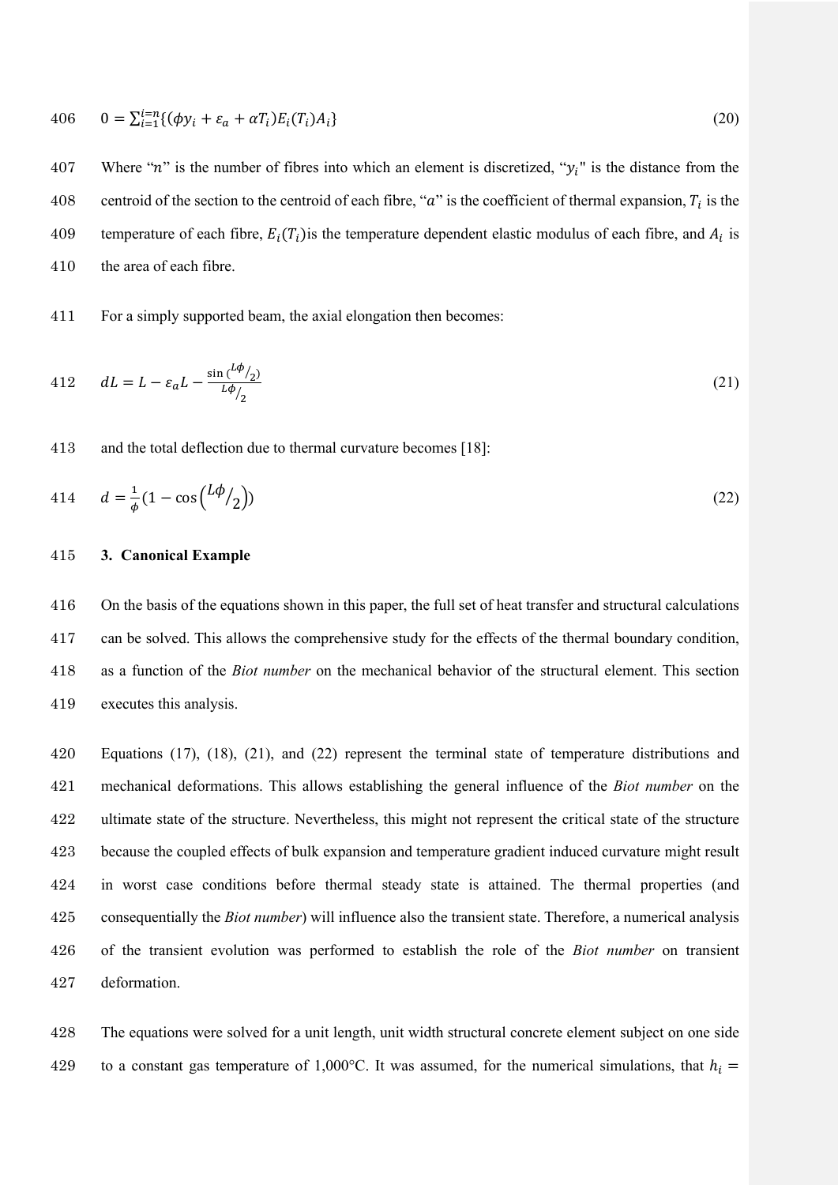$$0 = \sum_{i=1}^{i=n}\{(\phi y_i + \varepsilon_a + \alpha T_i)E_i(T_i)A_i\} \tag{20}$$

Where "$n$" is the number of fibres into which an element is discretized, "$y_i$" is the distance from the centroid of the section to the centroid of each fibre, "$a$" is the coefficient of thermal expansion, $T_i$ is the temperature of each fibre, $E_i(T_i)$is the temperature dependent elastic modulus of each fibre, and $A_i$ is the area of each fibre.

For a simply supported beam, the axial elongation then becomes:

$$dL = L - \varepsilon_a L - \frac{\sin\left({}^{L\phi}/_{2}\right)}{{}^{L\phi}/_{2}} \tag{21}$$

and the total deflection due to thermal curvature becomes [18]:

$$d = \frac{1}{\phi}\left(1 - \cos\left({}^{L\phi}/_{2}\right)\right) \tag{22}$$

## 3. Canonical Example

On the basis of the equations shown in this paper, the full set of heat transfer and structural calculations can be solved. This allows the comprehensive study for the effects of the thermal boundary condition, as a function of the *Biot number* on the mechanical behavior of the structural element. This section executes this analysis.

Equations (17), (18), (21), and (22) represent the terminal state of temperature distributions and mechanical deformations. This allows establishing the general influence of the *Biot number* on the ultimate state of the structure. Nevertheless, this might not represent the critical state of the structure because the coupled effects of bulk expansion and temperature gradient induced curvature might result in worst case conditions before thermal steady state is attained. The thermal properties (and consequentially the *Biot number*) will influence also the transient state. Therefore, a numerical analysis of the transient evolution was performed to establish the role of the *Biot number* on transient deformation.

The equations were solved for a unit length, unit width structural concrete element subject on one side to a constant gas temperature of 1,000°C. It was assumed, for the numerical simulations, that $h_i =$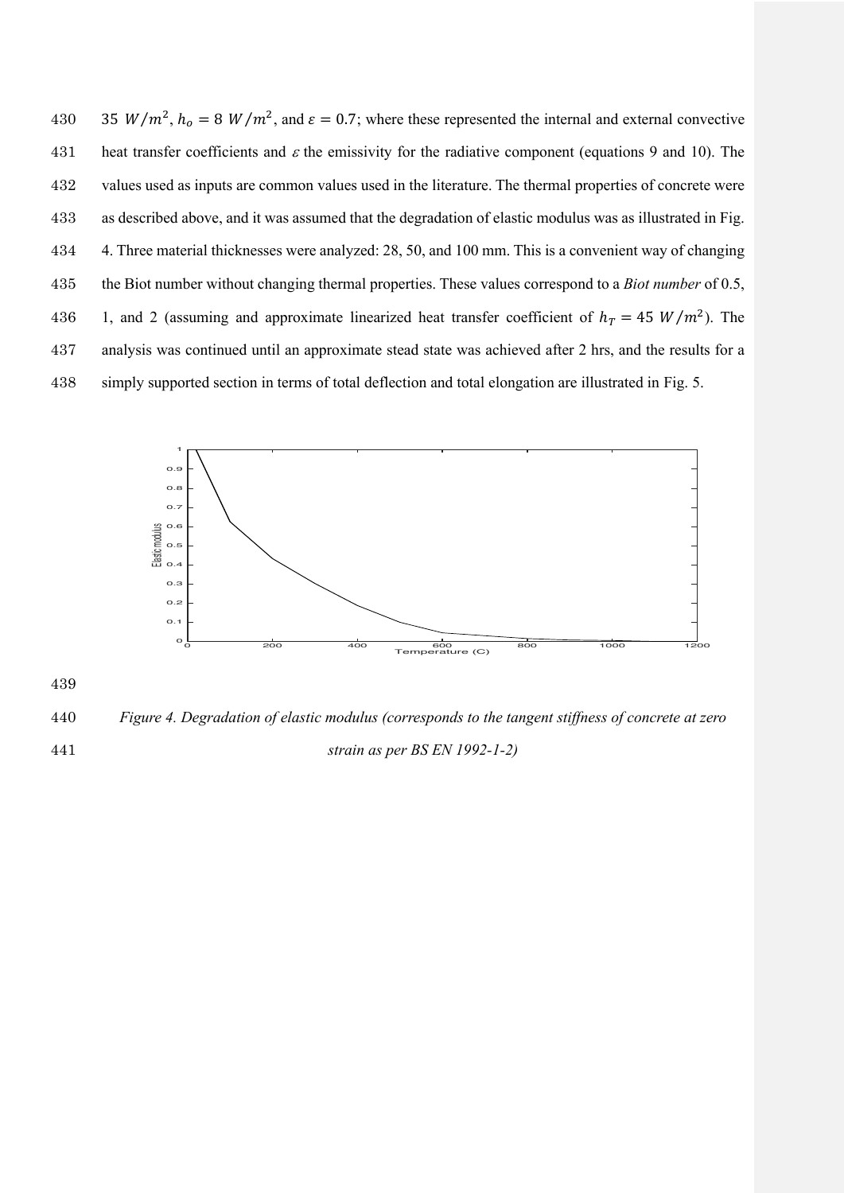35 $W/m^2$, $h_o = 8\ W/m^2$, and $\varepsilon = 0.7$; where these represented the internal and external convective heat transfer coefficients and $\varepsilon$ the emissivity for the radiative component (equations 9 and 10). The values used as inputs are common values used in the literature. The thermal properties of concrete were as described above, and it was assumed that the degradation of elastic modulus was as illustrated in Fig. 4. Three material thicknesses were analyzed: 28, 50, and 100 mm. This is a convenient way of changing the Biot number without changing thermal properties. These values correspond to a *Biot number* of 0.5, 1, and 2 (assuming and approximate linearized heat transfer coefficient of $h_T = 45\ W/m^2$). The analysis was continued until an approximate stead state was achieved after 2 hrs, and the results for a simply supported section in terms of total deflection and total elongation are illustrated in Fig. 5.

*Figure 4. Degradation of elastic modulus (corresponds to the tangent stiffness of concrete at zero strain as per BS EN 1992-1-2)*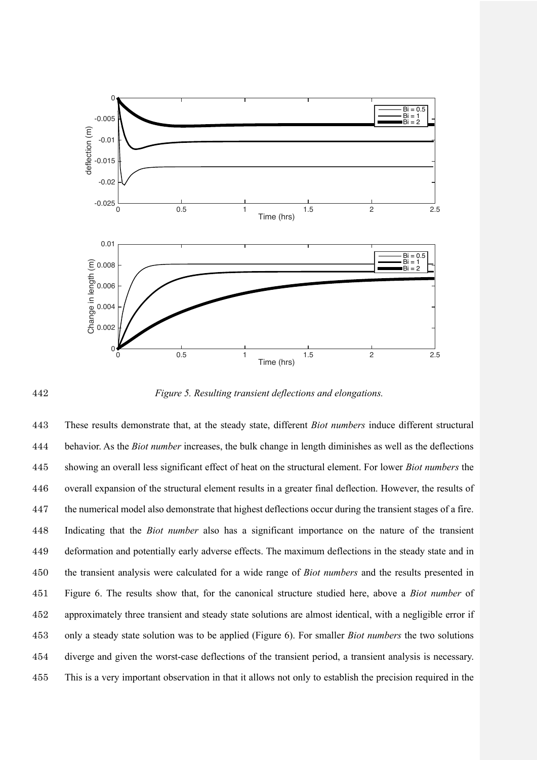*Figure 5. Resulting transient deflections and elongations.*

These results demonstrate that, at the steady state, different *Biot numbers* induce different structural behavior. As the *Biot number* increases, the bulk change in length diminishes as well as the deflections showing an overall less significant effect of heat on the structural element. For lower *Biot numbers* the overall expansion of the structural element results in a greater final deflection. However, the results of the numerical model also demonstrate that highest deflections occur during the transient stages of a fire. Indicating that the *Biot number* also has a significant importance on the nature of the transient deformation and potentially early adverse effects. The maximum deflections in the steady state and in the transient analysis were calculated for a wide range of *Biot numbers* and the results presented in Figure 6. The results show that, for the canonical structure studied here, above a *Biot number* of approximately three transient and steady state solutions are almost identical, with a negligible error if only a steady state solution was to be applied (Figure 6). For smaller *Biot numbers* the two solutions diverge and given the worst-case deflections of the transient period, a transient analysis is necessary. This is a very important observation in that it allows not only to establish the precision required in the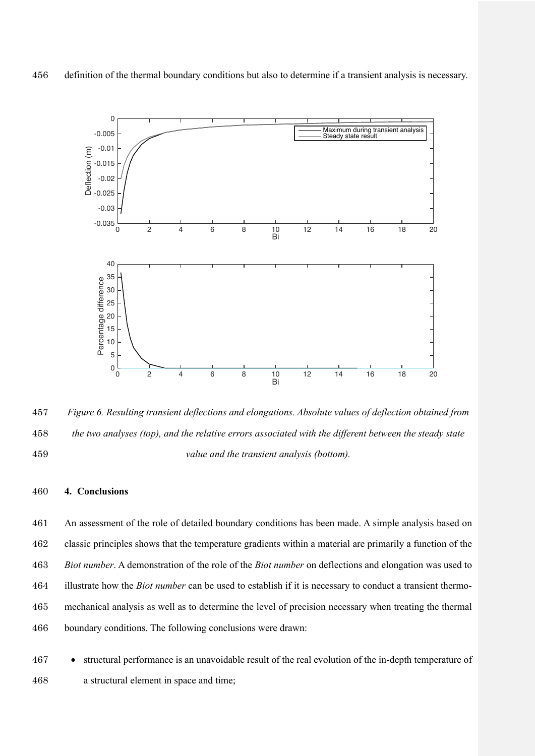definition of the thermal boundary conditions but also to determine if a transient analysis is necessary.

*Figure 6. Resulting transient deflections and elongations. Absolute values of deflection obtained from the two analyses (top), and the relative errors associated with the different between the steady state value and the transient analysis (bottom).*

## 4. Conclusions

An assessment of the role of detailed boundary conditions has been made. A simple analysis based on classic principles shows that the temperature gradients within a material are primarily a function of the *Biot number*. A demonstration of the role of the *Biot number* on deflections and elongation was used to illustrate how the *Biot number* can be used to establish if it is necessary to conduct a transient thermo-mechanical analysis as well as to determine the level of precision necessary when treating the thermal boundary conditions. The following conclusions were drawn:

- structural performance is an unavoidable result of the real evolution of the in-depth temperature of a structural element in space and time;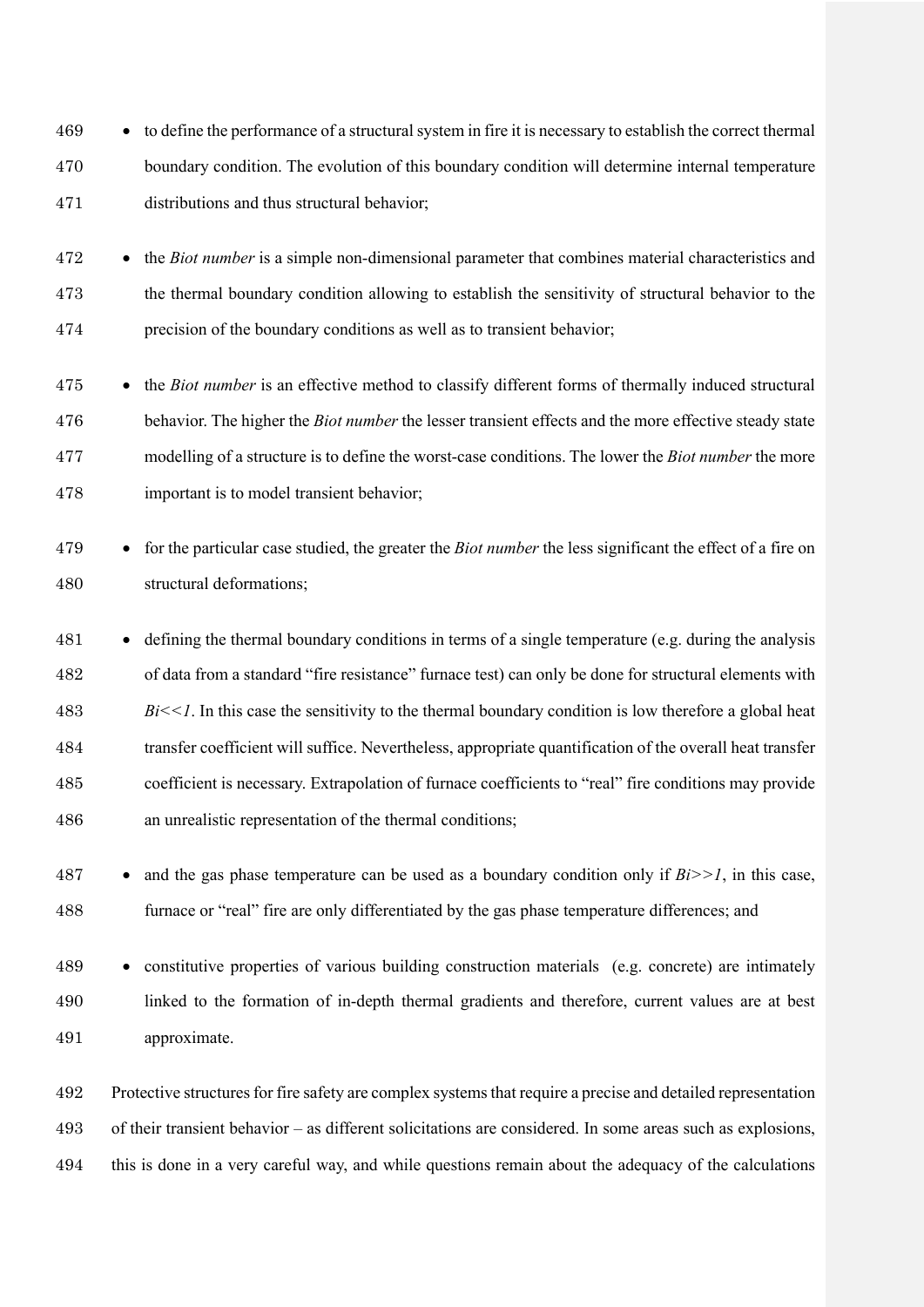- to define the performance of a structural system in fire it is necessary to establish the correct thermal boundary condition. The evolution of this boundary condition will determine internal temperature distributions and thus structural behavior;
- the *Biot number* is a simple non-dimensional parameter that combines material characteristics and the thermal boundary condition allowing to establish the sensitivity of structural behavior to the precision of the boundary conditions as well as to transient behavior;
- the *Biot number* is an effective method to classify different forms of thermally induced structural behavior. The higher the *Biot number* the lesser transient effects and the more effective steady state modelling of a structure is to define the worst-case conditions. The lower the *Biot number* the more important is to model transient behavior;
- for the particular case studied, the greater the *Biot number* the less significant the effect of a fire on structural deformations;
- defining the thermal boundary conditions in terms of a single temperature (e.g. during the analysis of data from a standard "fire resistance" furnace test) can only be done for structural elements with $Bi<<1$. In this case the sensitivity to the thermal boundary condition is low therefore a global heat transfer coefficient will suffice. Nevertheless, appropriate quantification of the overall heat transfer coefficient is necessary. Extrapolation of furnace coefficients to "real" fire conditions may provide an unrealistic representation of the thermal conditions;
- and the gas phase temperature can be used as a boundary condition only if $Bi>>1$, in this case, furnace or "real" fire are only differentiated by the gas phase temperature differences; and
- constitutive properties of various building construction materials (e.g. concrete) are intimately linked to the formation of in-depth thermal gradients and therefore, current values are at best approximate.

Protective structures for fire safety are complex systems that require a precise and detailed representation of their transient behavior – as different solicitations are considered. In some areas such as explosions, this is done in a very careful way, and while questions remain about the adequacy of the calculations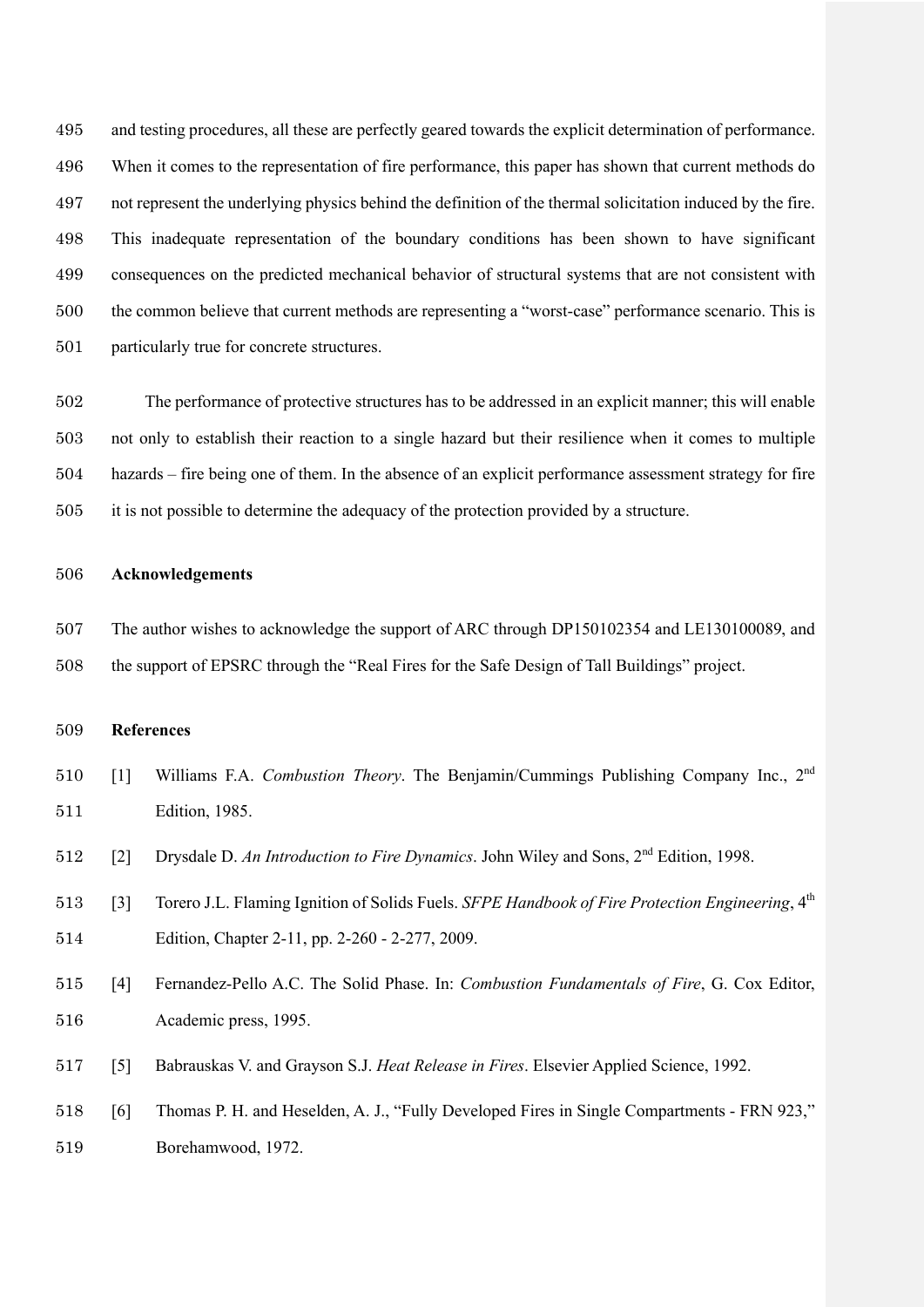and testing procedures, all these are perfectly geared towards the explicit determination of performance. When it comes to the representation of fire performance, this paper has shown that current methods do not represent the underlying physics behind the definition of the thermal solicitation induced by the fire. This inadequate representation of the boundary conditions has been shown to have significant consequences on the predicted mechanical behavior of structural systems that are not consistent with the common believe that current methods are representing a "worst-case" performance scenario. This is particularly true for concrete structures.

The performance of protective structures has to be addressed in an explicit manner; this will enable not only to establish their reaction to a single hazard but their resilience when it comes to multiple hazards – fire being one of them. In the absence of an explicit performance assessment strategy for fire it is not possible to determine the adequacy of the protection provided by a structure.

## Acknowledgements

The author wishes to acknowledge the support of ARC through DP150102354 and LE130100089, and the support of EPSRC through the "Real Fires for the Safe Design of Tall Buildings" project.

## References

[1] Williams F.A. *Combustion Theory*. The Benjamin/Cummings Publishing Company Inc., 2nd Edition, 1985.

[2] Drysdale D. *An Introduction to Fire Dynamics*. John Wiley and Sons, 2nd Edition, 1998.

[3] Torero J.L. Flaming Ignition of Solids Fuels. *SFPE Handbook of Fire Protection Engineering*, 4th Edition, Chapter 2-11, pp. 2-260 - 2-277, 2009.

[4] Fernandez-Pello A.C. The Solid Phase. In: *Combustion Fundamentals of Fire*, G. Cox Editor, Academic press, 1995.

[5] Babrauskas V. and Grayson S.J. *Heat Release in Fires*. Elsevier Applied Science, 1992.

[6] Thomas P. H. and Heselden, A. J., "Fully Developed Fires in Single Compartments - FRN 923," Borehamwood, 1972.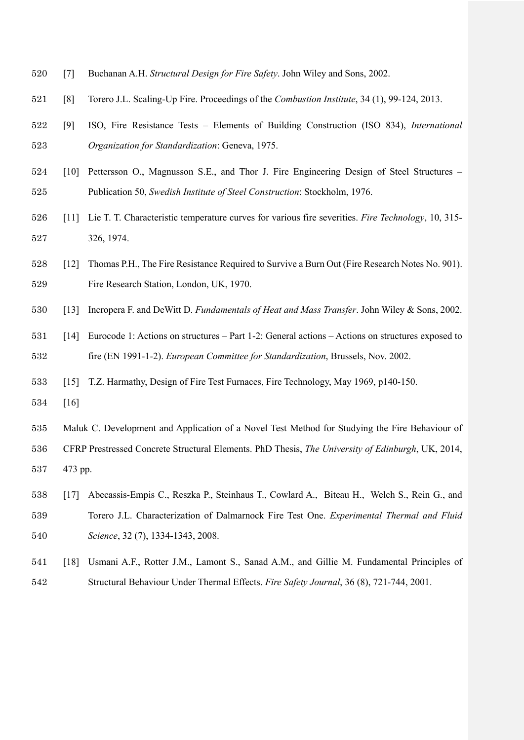[7] Buchanan A.H. *Structural Design for Fire Safety*. John Wiley and Sons, 2002.

[8] Torero J.L. Scaling-Up Fire. Proceedings of the *Combustion Institute*, 34 (1), 99-124, 2013.

[9] ISO, Fire Resistance Tests – Elements of Building Construction (ISO 834), *International Organization for Standardization*: Geneva, 1975.

[10] Pettersson O., Magnusson S.E., and Thor J. Fire Engineering Design of Steel Structures – Publication 50, *Swedish Institute of Steel Construction*: Stockholm, 1976.

[11] Lie T. T. Characteristic temperature curves for various fire severities. *Fire Technology*, 10, 315-326, 1974.

[12] Thomas P.H., The Fire Resistance Required to Survive a Burn Out (Fire Research Notes No. 901). Fire Research Station, London, UK, 1970.

[13] Incropera F. and DeWitt D. *Fundamentals of Heat and Mass Transfer*. John Wiley & Sons, 2002.

[14] Eurocode 1: Actions on structures – Part 1-2: General actions – Actions on structures exposed to fire (EN 1991-1-2). *European Committee for Standardization*, Brussels, Nov. 2002.

[15] T.Z. Harmathy, Design of Fire Test Furnaces, Fire Technology, May 1969, p140-150.

[16]

Maluk C. Development and Application of a Novel Test Method for Studying the Fire Behaviour of CFRP Prestressed Concrete Structural Elements. PhD Thesis, *The University of Edinburgh*, UK, 2014, 473 pp.

[17] Abecassis-Empis C., Reszka P., Steinhaus T., Cowlard A., Biteau H., Welch S., Rein G., and Torero J.L. Characterization of Dalmarnock Fire Test One. *Experimental Thermal and Fluid Science*, 32 (7), 1334-1343, 2008.

[18] Usmani A.F., Rotter J.M., Lamont S., Sanad A.M., and Gillie M. Fundamental Principles of Structural Behaviour Under Thermal Effects. *Fire Safety Journal*, 36 (8), 721-744, 2001.